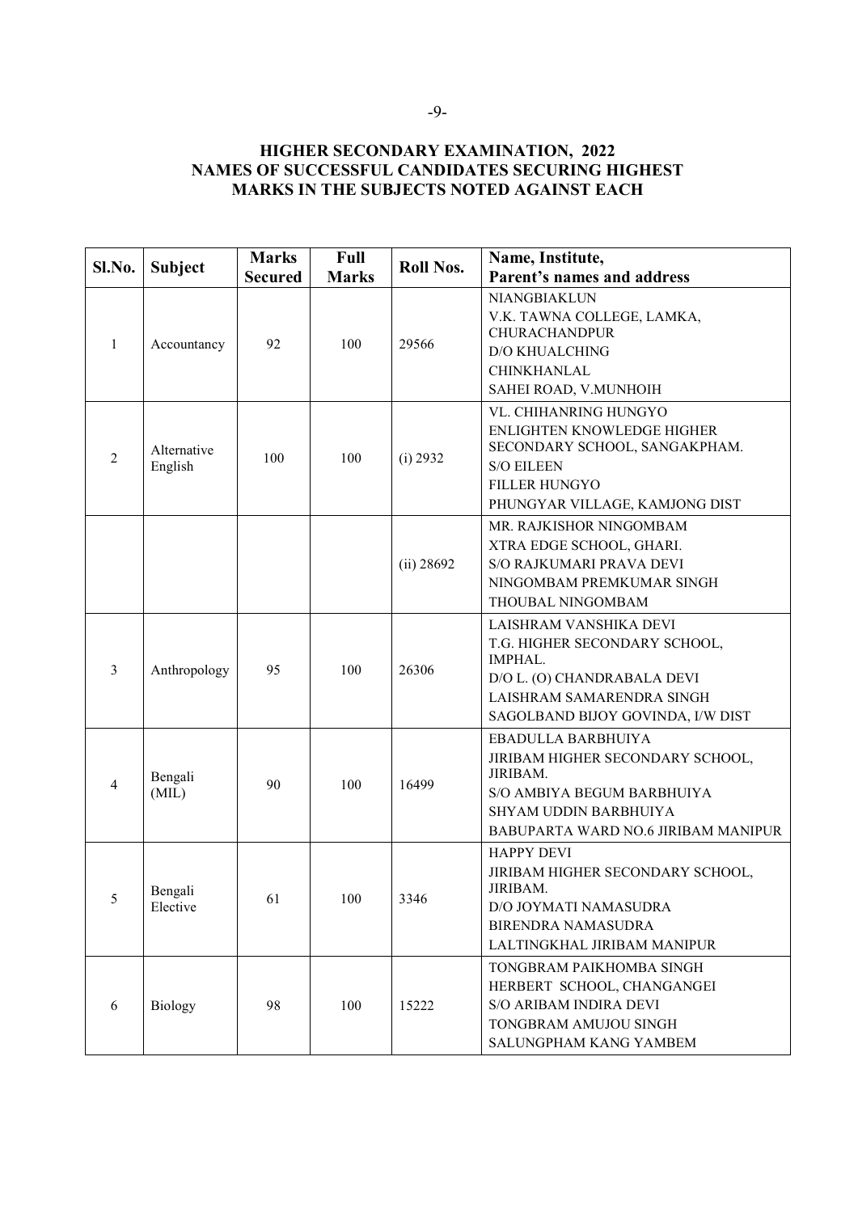## HIGHER SECONDARY EXAMINATION, 2022
## NAMES OF SUCCESSFUL CANDIDATES SECURING HIGHEST MARKS IN THE SUBJECTS NOTED AGAINST EACH

| Sl.No. | Subject | Marks Secured | Full Marks | Roll Nos. | Name, Institute, Parent's names and address |
|---|---|---|---|---|---|
| 1 | Accountancy | 92 | 100 | 29566 | NIANGBIAKLUN<br>V.K. TAWNA COLLEGE, LAMKA, CHURACHANDPUR<br>D/O KHUALCHING<br>CHINKHANLAL<br>SAHEI ROAD, V.MUNHOIH |
| 2 | Alternative English | 100 | 100 | (i) 2932 | VL. CHIHANRING HUNGYO<br>ENLIGHTEN KNOWLEDGE HIGHER SECONDARY SCHOOL, SANGAKPHAM.<br>S/O EILEEN<br>FILLER HUNGYO<br>PHUNGYAR VILLAGE, KAMJONG DIST |
| | | | | (ii) 28692 | MR. RAJKISHOR NINGOMBAM<br>XTRA EDGE SCHOOL, GHARI.<br>S/O RAJKUMARI PRAVA DEVI<br>NINGOMBAM PREMKUMAR SINGH<br>THOUBAL NINGOMBAM |
| 3 | Anthropology | 95 | 100 | 26306 | LAISHRAM VANSHIKA DEVI<br>T.G. HIGHER SECONDARY SCHOOL, IMPHAL.<br>D/O L. (O) CHANDRABALA DEVI<br>LAISHRAM SAMARENDRA SINGH<br>SAGOLBAND BIJOY GOVINDA, I/W DIST |
| 4 | Bengali (MIL) | 90 | 100 | 16499 | EBADULLA BARBHUIYA<br>JIRIBAM HIGHER SECONDARY SCHOOL, JIRIBAM.<br>S/O AMBIYA BEGUM BARBHUIYA<br>SHYAM UDDIN BARBHUIYA<br>BABUPARTA WARD NO.6 JIRIBAM MANIPUR |
| 5 | Bengali Elective | 61 | 100 | 3346 | HAPPY DEVI<br>JIRIBAM HIGHER SECONDARY SCHOOL, JIRIBAM.<br>D/O JOYMATI NAMASUDRA<br>BIRENDRA NAMASUDRA<br>LALTINGKHAL JIRIBAM MANIPUR |
| 6 | Biology | 98 | 100 | 15222 | TONGBRAM PAIKHOMBA SINGH<br>HERBERT SCHOOL, CHANGANGEI<br>S/O ARIBAM INDIRA DEVI<br>TONGBRAM AMUJOU SINGH<br>SALUNGPHAM KANG YAMBEM |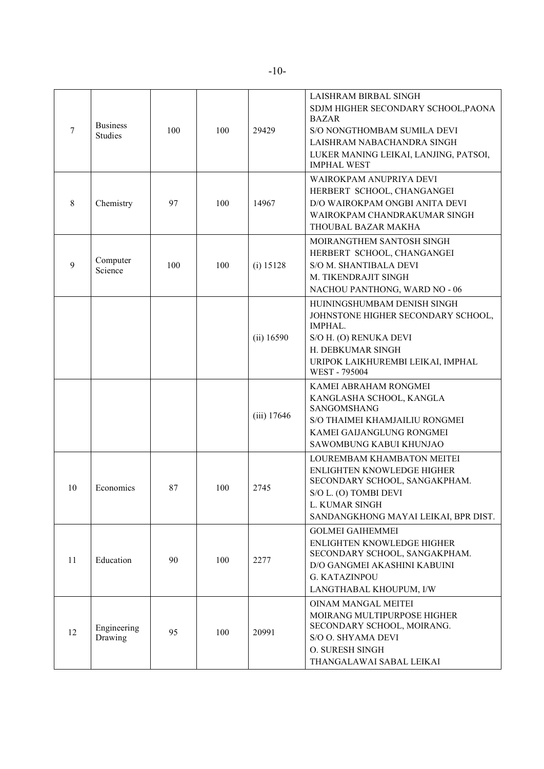| 7 | Business Studies | 100 | 100 | 29429 | LAISHRAM BIRBAL SINGH<br>SDJM HIGHER SECONDARY SCHOOL,PAONA BAZAR<br>S/O NONGTHOMBAM SUMILA DEVI<br>LAISHRAM NABACHANDRA SINGH<br>LUKER MANING LEIKAI, LANJING, PATSOI, IMPHAL WEST |
|---|---|---|---|---|---|
| 8 | Chemistry | 97 | 100 | 14967 | WAIROKPAM ANUPRIYA DEVI<br>HERBERT SCHOOL, CHANGANGEI<br>D/O WAIROKPAM ONGBI ANITA DEVI<br>WAIROKPAM CHANDRAKUMAR SINGH<br>THOUBAL BAZAR MAKHA |
| 9 | Computer Science | 100 | 100 | (i) 15128 | MOIRANGTHEM SANTOSH SINGH<br>HERBERT SCHOOL, CHANGANGEI<br>S/O M. SHANTIBALA DEVI<br>M. TIKENDRAJIT SINGH<br>NACHOU PANTHONG, WARD NO - 06 |
| | | | | (ii) 16590 | HUININGSHUMBAM DENISH SINGH<br>JOHNSTONE HIGHER SECONDARY SCHOOL, IMPHAL.<br>S/O H. (O) RENUKA DEVI<br>H. DEBKUMAR SINGH<br>URIPOK LAIKHUREMBI LEIKAI, IMPHAL WEST - 795004 |
| | | | | (iii) 17646 | KAMEI ABRAHAM RONGMEI<br>KANGLASHA SCHOOL, KANGLA SANGOMSHANG<br>S/O THAIMEI KHAMJAILIU RONGMEI<br>KAMEI GAIJANGLUNG RONGMEI<br>SAWOMBUNG KABUI KHUNJAO |
| 10 | Economics | 87 | 100 | 2745 | LOUREMBAM KHAMBATON MEITEI<br>ENLIGHTEN KNOWLEDGE HIGHER SECONDARY SCHOOL, SANGAKPHAM.<br>S/O L. (O) TOMBI DEVI<br>L. KUMAR SINGH<br>SANDANGKHONG MAYAI LEIKAI, BPR DIST. |
| 11 | Education | 90 | 100 | 2277 | GOLMEI GAIHEMMEI<br>ENLIGHTEN KNOWLEDGE HIGHER SECONDARY SCHOOL, SANGAKPHAM.<br>D/O GANGMEI AKASHINI KABUINI<br>G. KATAZINPOU<br>LANGTHABAL KHOUPUM, I/W |
| 12 | Engineering Drawing | 95 | 100 | 20991 | OINAM MANGAL MEITEI<br>MOIRANG MULTIPURPOSE HIGHER SECONDARY SCHOOL, MOIRANG.<br>S/O O. SHYAMA DEVI<br>O. SURESH SINGH<br>THANGALAWAI SABAL LEIKAI |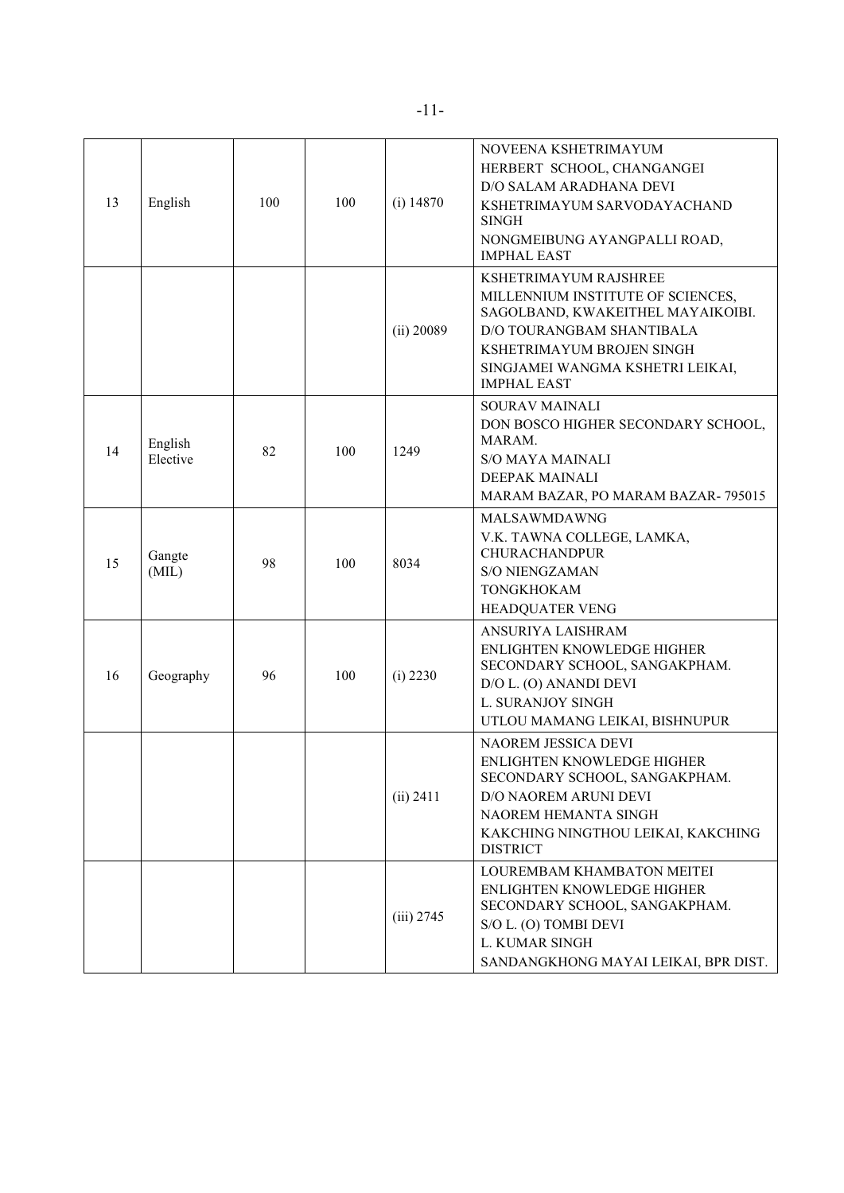| | | | | | |
|---|---|---|---|---|---|
| 13 | English | 100 | 100 | (i) 14870 | NOVEENA KSHETRIMAYUM<br>HERBERT SCHOOL, CHANGANGEI<br>D/O SALAM ARADHANA DEVI<br>KSHETRIMAYUM SARVODAYACHAND SINGH<br>NONGMEIBUNG AYANGPALLI ROAD, IMPHAL EAST |
| | | | | (ii) 20089 | KSHETRIMAYUM RAJSHREE<br>MILLENNIUM INSTITUTE OF SCIENCES, SAGOLBAND, KWAKEITHEL MAYAIKOIBI.<br>D/O TOURANGBAM SHANTIBALA<br>KSHETRIMAYUM BROJEN SINGH<br>SINGJAMEI WANGMA KSHETRI LEIKAI, IMPHAL EAST |
| 14 | English Elective | 82 | 100 | 1249 | SOURAV MAINALI<br>DON BOSCO HIGHER SECONDARY SCHOOL, MARAM.<br>S/O MAYA MAINALI<br>DEEPAK MAINALI<br>MARAM BAZAR, PO MARAM BAZAR- 795015 |
| 15 | Gangte (MIL) | 98 | 100 | 8034 | MALSAWMDAWNG<br>V.K. TAWNA COLLEGE, LAMKA, CHURACHANDPUR<br>S/O NIENGZAMAN<br>TONGKHOKAM<br>HEADQUATER VENG |
| 16 | Geography | 96 | 100 | (i) 2230 | ANSURIYA LAISHRAM<br>ENLIGHTEN KNOWLEDGE HIGHER SECONDARY SCHOOL, SANGAKPHAM.<br>D/O L. (O) ANANDI DEVI<br>L. SURANJOY SINGH<br>UTLOU MAMANG LEIKAI, BISHNUPUR |
| | | | | (ii) 2411 | NAOREM JESSICA DEVI<br>ENLIGHTEN KNOWLEDGE HIGHER SECONDARY SCHOOL, SANGAKPHAM.<br>D/O NAOREM ARUNI DEVI<br>NAOREM HEMANTA SINGH<br>KAKCHING NINGTHOU LEIKAI, KAKCHING DISTRICT |
| | | | | (iii) 2745 | LOUREMBAM KHAMBATON MEITEI<br>ENLIGHTEN KNOWLEDGE HIGHER SECONDARY SCHOOL, SANGAKPHAM.<br>S/O L. (O) TOMBI DEVI<br>L. KUMAR SINGH<br>SANDANGKHONG MAYAI LEIKAI, BPR DIST. |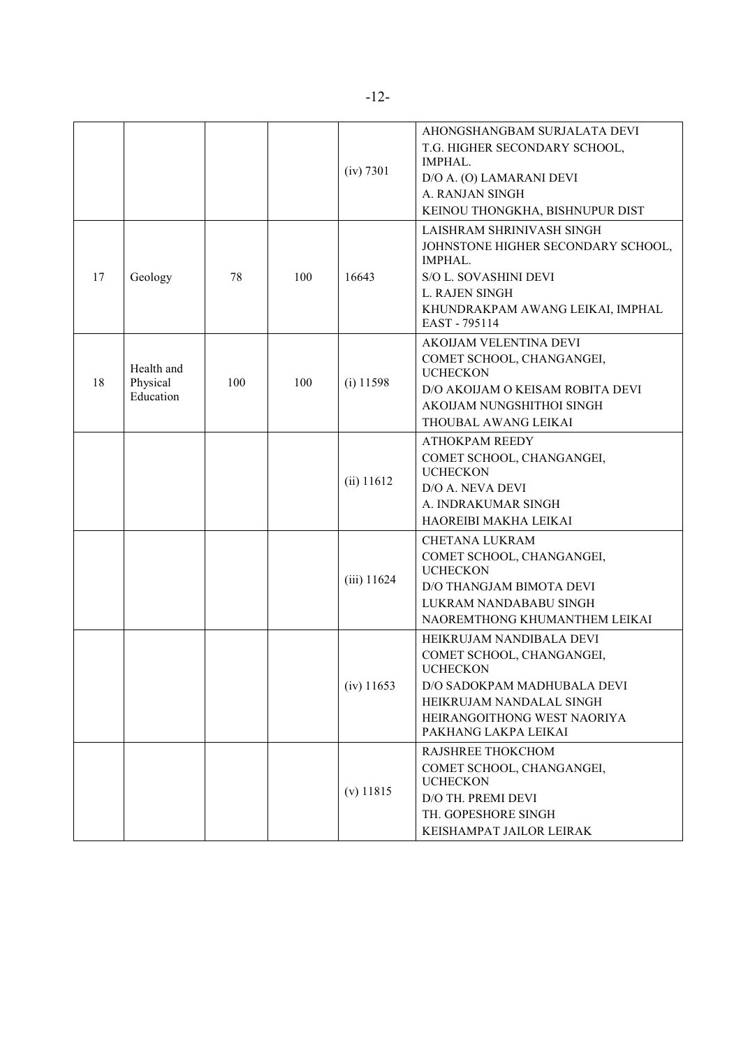| | | | | | |
|---|---|---|---|---|---|
| | | | | (iv) 7301 | AHONGSHANGBAM SURJALATA DEVI<br>T.G. HIGHER SECONDARY SCHOOL, IMPHAL.<br>D/O A. (O) LAMARANI DEVI<br>A. RANJAN SINGH<br>KEINOU THONGKHA, BISHNUPUR DIST |
| 17 | Geology | 78 | 100 | 16643 | LAISHRAM SHRINIVASH SINGH<br>JOHNSTONE HIGHER SECONDARY SCHOOL, IMPHAL.<br>S/O L. SOVASHINI DEVI<br>L. RAJEN SINGH<br>KHUNDRAKPAM AWANG LEIKAI, IMPHAL EAST - 795114 |
| 18 | Health and Physical Education | 100 | 100 | (i) 11598 | AKOIJAM VELENTINA DEVI<br>COMET SCHOOL, CHANGANGEI, UCHECKON<br>D/O AKOIJAM O KEISAM ROBITA DEVI<br>AKOIJAM NUNGSHITHOI SINGH<br>THOUBAL AWANG LEIKAI |
| | | | | (ii) 11612 | ATHOKPAM REEDY<br>COMET SCHOOL, CHANGANGEI, UCHECKON<br>D/O A. NEVA DEVI<br>A. INDRAKUMAR SINGH<br>HAOREIBI MAKHA LEIKAI |
| | | | | (iii) 11624 | CHETANA LUKRAM<br>COMET SCHOOL, CHANGANGEI, UCHECKON<br>D/O THANGJAM BIMOTA DEVI<br>LUKRAM NANDABABU SINGH<br>NAOREMTHONG KHUMANTHEM LEIKAI |
| | | | | (iv) 11653 | HEIKRUJAM NANDIBALA DEVI<br>COMET SCHOOL, CHANGANGEI, UCHECKON<br>D/O SADOKPAM MADHUBALA DEVI<br>HEIKRUJAM NANDALAL SINGH<br>HEIRANGOITHONG WEST NAORIYA PAKHANG LAKPA LEIKAI |
| | | | | (v) 11815 | RAJSHREE THOKCHOM<br>COMET SCHOOL, CHANGANGEI, UCHECKON<br>D/O TH. PREMI DEVI<br>TH. GOPESHORE SINGH<br>KEISHAMPAT JAILOR LEIRAK |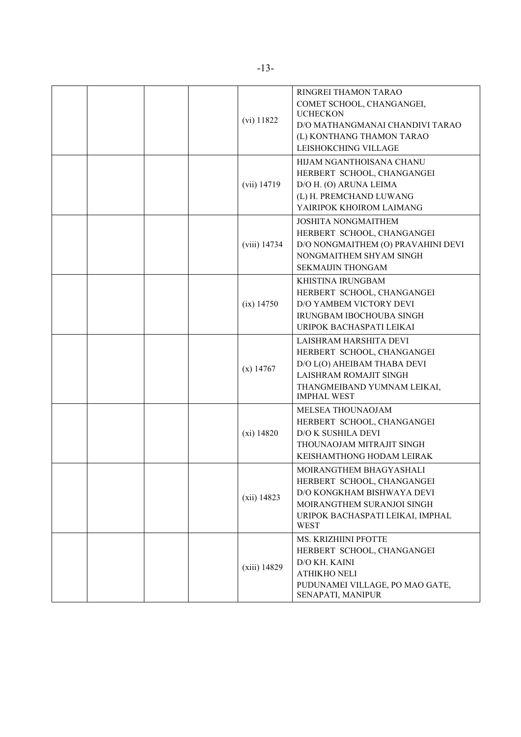| | | | | | |
|---|---|---|---|---|---|
| | | | | (vi) 11822 | RINGREI THAMON TARAO<br>COMET SCHOOL, CHANGANGEI, UCHECKON<br>D/O MATHANGMANAI CHANDIVI TARAO<br>(L) KONTHANG THAMON TARAO<br>LEISHOKCHING VILLAGE |
| | | | | (vii) 14719 | HIJAM NGANTHOISANA CHANU<br>HERBERT SCHOOL, CHANGANGEI<br>D/O H. (O) ARUNA LEIMA<br>(L) H. PREMCHAND LUWANG<br>YAIRIPOK KHOIROM LAIMANG |
| | | | | (viii) 14734 | JOSHITA NONGMAITHEM<br>HERBERT SCHOOL, CHANGANGEI<br>D/O NONGMAITHEM (O) PRAVAHINI DEVI<br>NONGMAITHEM SHYAM SINGH<br>SEKMAIJIN THONGAM |
| | | | | (ix) 14750 | KHISTINA IRUNGBAM<br>HERBERT SCHOOL, CHANGANGEI<br>D/O YAMBEM VICTORY DEVI<br>IRUNGBAM IBOCHOUBA SINGH<br>URIPOK BACHASPATI LEIKAI |
| | | | | (x) 14767 | LAISHRAM HARSHITA DEVI<br>HERBERT SCHOOL, CHANGANGEI<br>D/O L(O) AHEIBAM THABA DEVI<br>LAISHRAM ROMAJIT SINGH<br>THANGMEIBAND YUMNAM LEIKAI, IMPHAL WEST |
| | | | | (xi) 14820 | MELSEA THOUNAOJAM<br>HERBERT SCHOOL, CHANGANGEI<br>D/O K SUSHILA DEVI<br>THOUNAOJAM MITRAJIT SINGH<br>KEISHAMTHONG HODAM LEIRAK |
| | | | | (xii) 14823 | MOIRANGTHEM BHAGYASHALI<br>HERBERT SCHOOL, CHANGANGEI<br>D/O KONGKHAM BISHWAYA DEVI<br>MOIRANGTHEM SURANJOI SINGH<br>URIPOK BACHASPATI LEIKAI, IMPHAL WEST |
| | | | | (xiii) 14829 | MS. KRIZHIINI PFOTTE<br>HERBERT SCHOOL, CHANGANGEI<br>D/O KH. KAINI<br>ATHIKHO NELI<br>PUDUNAMEI VILLAGE, PO MAO GATE, SENAPATI, MANIPUR |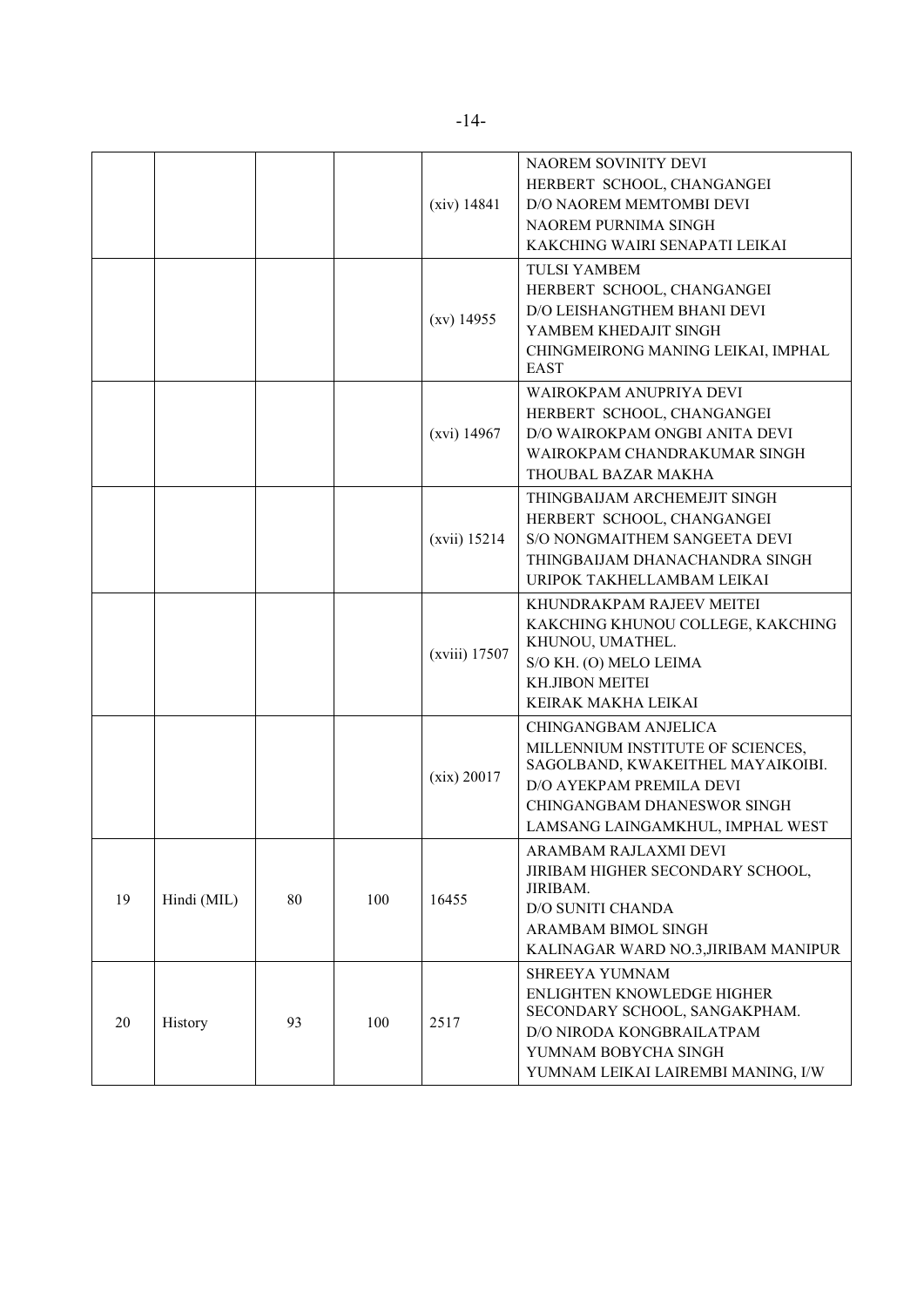| | | | | | |
|---|---|---|---|---|---|
| | | | | (xiv) 14841 | NAOREM SOVINITY DEVI<br>HERBERT SCHOOL, CHANGANGEI<br>D/O NAOREM MEMTOMBI DEVI<br>NAOREM PURNIMA SINGH<br>KAKCHING WAIRI SENAPATI LEIKAI |
| | | | | (xv) 14955 | TULSI YAMBEM<br>HERBERT SCHOOL, CHANGANGEI<br>D/O LEISHANGTHEM BHANI DEVI<br>YAMBEM KHEDAJIT SINGH<br>CHINGMEIRONG MANING LEIKAI, IMPHAL EAST |
| | | | | (xvi) 14967 | WAIROKPAM ANUPRIYA DEVI<br>HERBERT SCHOOL, CHANGANGEI<br>D/O WAIROKPAM ONGBI ANITA DEVI<br>WAIROKPAM CHANDRAKUMAR SINGH<br>THOUBAL BAZAR MAKHA |
| | | | | (xvii) 15214 | THINGBAIJAM ARCHEMEJIT SINGH<br>HERBERT SCHOOL, CHANGANGEI<br>S/O NONGMAITHEM SANGEETA DEVI<br>THINGBAIJAM DHANACHANDRA SINGH<br>URIPOK TAKHELLAMBAM LEIKAI |
| | | | | (xviii) 17507 | KHUNDRAKPAM RAJEEV MEITEI<br>KAKCHING KHUNOU COLLEGE, KAKCHING KHUNOU, UMATHEL.<br>S/O KH. (O) MELO LEIMA<br>KH.JIBON MEITEI<br>KEIRAK MAKHA LEIKAI |
| | | | | (xix) 20017 | CHINGANGBAM ANJELICA<br>MILLENNIUM INSTITUTE OF SCIENCES, SAGOLBAND, KWAKEITHEL MAYAIKOIBI.<br>D/O AYEKPAM PREMILA DEVI<br>CHINGANGBAM DHANESWOR SINGH<br>LAMSANG LAINGAMKHUL, IMPHAL WEST |
| 19 | Hindi (MIL) | 80 | 100 | 16455 | ARAMBAM RAJLAXMI DEVI<br>JIRIBAM HIGHER SECONDARY SCHOOL, JIRIBAM.<br>D/O SUNITI CHANDA<br>ARAMBAM BIMOL SINGH<br>KALINAGAR WARD NO.3,JIRIBAM MANIPUR |
| 20 | History | 93 | 100 | 2517 | SHREEYA YUMNAM<br>ENLIGHTEN KNOWLEDGE HIGHER SECONDARY SCHOOL, SANGAKPHAM.<br>D/O NIRODA KONGBRAILATPAM<br>YUMNAM BOBYCHA SINGH<br>YUMNAM LEIKAI LAIREMBI MANING, I/W |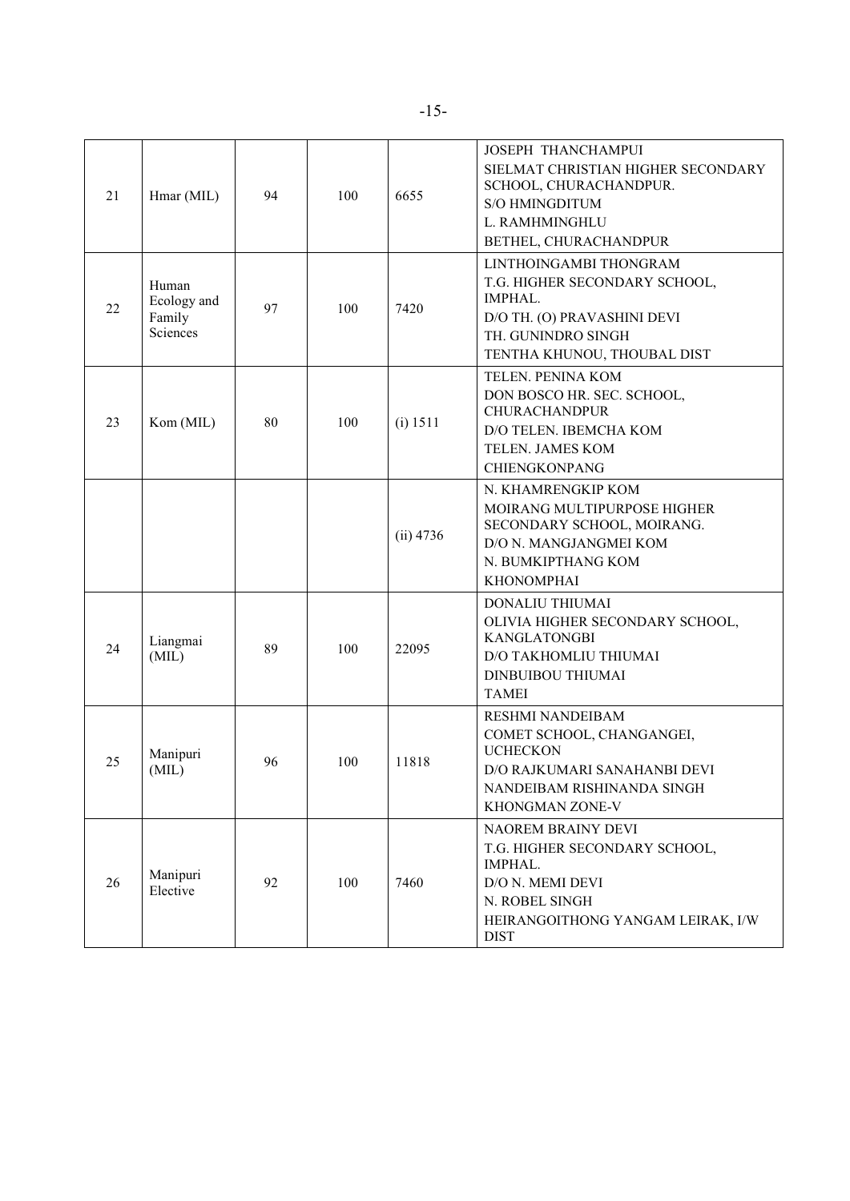| 21 | Hmar (MIL) | 94 | 100 | 6655 | JOSEPH THANCHAMPUI<br>SIELMAT CHRISTIAN HIGHER SECONDARY SCHOOL, CHURACHANDPUR.<br>S/O HMINGDITUM<br>L. RAMHMINGHLU<br>BETHEL, CHURACHANDPUR |
|---|---|---|---|---|---|
| 22 | Human Ecology and Family Sciences | 97 | 100 | 7420 | LINTHOINGAMBI THONGRAM<br>T.G. HIGHER SECONDARY SCHOOL, IMPHAL.<br>D/O TH. (O) PRAVASHINI DEVI<br>TH. GUNINDRO SINGH<br>TENTHA KHUNOU, THOUBAL DIST |
| 23 | Kom (MIL) | 80 | 100 | (i) 1511 | TELEN. PENINA KOM<br>DON BOSCO HR. SEC. SCHOOL, CHURACHANDPUR<br>D/O TELEN. IBEMCHA KOM<br>TELEN. JAMES KOM<br>CHIENGKONPANG |
| | | | | (ii) 4736 | N. KHAMRENGKIP KOM<br>MOIRANG MULTIPURPOSE HIGHER SECONDARY SCHOOL, MOIRANG.<br>D/O N. MANGJANGMEI KOM<br>N. BUMKIPTHANG KOM<br>KHONOMPHAI |
| 24 | Liangmai (MIL) | 89 | 100 | 22095 | DONALIU THIUMAI<br>OLIVIA HIGHER SECONDARY SCHOOL, KANGLATONGBI<br>D/O TAKHOMLIU THIUMAI<br>DINBUIBOU THIUMAI<br>TAMEI |
| 25 | Manipuri (MIL) | 96 | 100 | 11818 | RESHMI NANDEIBAM<br>COMET SCHOOL, CHANGANGEI, UCHECKON<br>D/O RAJKUMARI SANAHANBI DEVI<br>NANDEIBAM RISHINANDA SINGH<br>KHONGMAN ZONE-V |
| 26 | Manipuri Elective | 92 | 100 | 7460 | NAOREM BRAINY DEVI<br>T.G. HIGHER SECONDARY SCHOOL, IMPHAL.<br>D/O N. MEMI DEVI<br>N. ROBEL SINGH<br>HEIRANGOITHONG YANGAM LEIRAK, I/W DIST |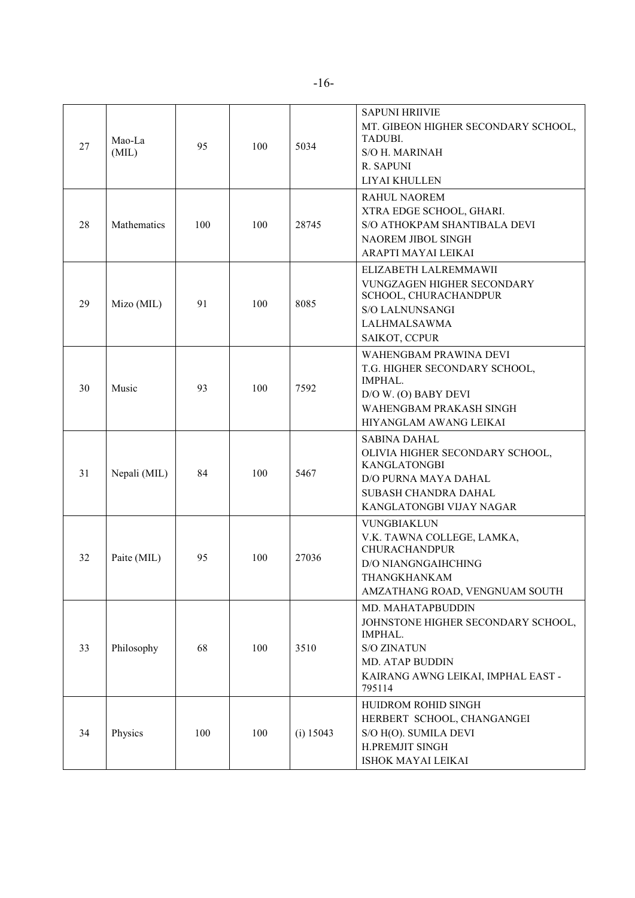| 27 | Mao-La (MIL) | 95 | 100 | 5034 | SAPUNI HRIIVIE<br>MT. GIBEON HIGHER SECONDARY SCHOOL, TADUBI.<br>S/O H. MARINAH<br>R. SAPUNI<br>LIYAI KHULLEN |
|---|---|---|---|---|---|
| 28 | Mathematics | 100 | 100 | 28745 | RAHUL NAOREM<br>XTRA EDGE SCHOOL, GHARI.<br>S/O ATHOKPAM SHANTIBALA DEVI<br>NAOREM JIBOL SINGH<br>ARAPTI MAYAI LEIKAI |
| 29 | Mizo (MIL) | 91 | 100 | 8085 | ELIZABETH LALREMMAWII<br>VUNGZAGEN HIGHER SECONDARY SCHOOL, CHURACHANDPUR<br>S/O LALNUNSANGI<br>LALHMALSAWMA<br>SAIKOT, CCPUR |
| 30 | Music | 93 | 100 | 7592 | WAHENGBAM PRAWINA DEVI<br>T.G. HIGHER SECONDARY SCHOOL, IMPHAL.<br>D/O W. (O) BABY DEVI<br>WAHENGBAM PRAKASH SINGH<br>HIYANGLAM AWANG LEIKAI |
| 31 | Nepali (MIL) | 84 | 100 | 5467 | SABINA DAHAL<br>OLIVIA HIGHER SECONDARY SCHOOL, KANGLATONGBI<br>D/O PURNA MAYA DAHAL<br>SUBASH CHANDRA DAHAL<br>KANGLATONGBI VIJAY NAGAR |
| 32 | Paite (MIL) | 95 | 100 | 27036 | VUNGBIAKLUN<br>V.K. TAWNA COLLEGE, LAMKA, CHURACHANDPUR<br>D/O NIANGNGAIHCHING<br>THANGKHANKAM<br>AMZATHANG ROAD, VENGNUAM SOUTH |
| 33 | Philosophy | 68 | 100 | 3510 | MD. MAHATAPBUDDIN<br>JOHNSTONE HIGHER SECONDARY SCHOOL, IMPHAL.<br>S/O ZINATUN<br>MD. ATAP BUDDIN<br>KAIRANG AWNG LEIKAI, IMPHAL EAST - 795114 |
| 34 | Physics | 100 | 100 | (i) 15043 | HUIDROM ROHID SINGH<br>HERBERT SCHOOL, CHANGANGEI<br>S/O H(O). SUMILA DEVI<br>H.PREMJIT SINGH<br>ISHOK MAYAI LEIKAI |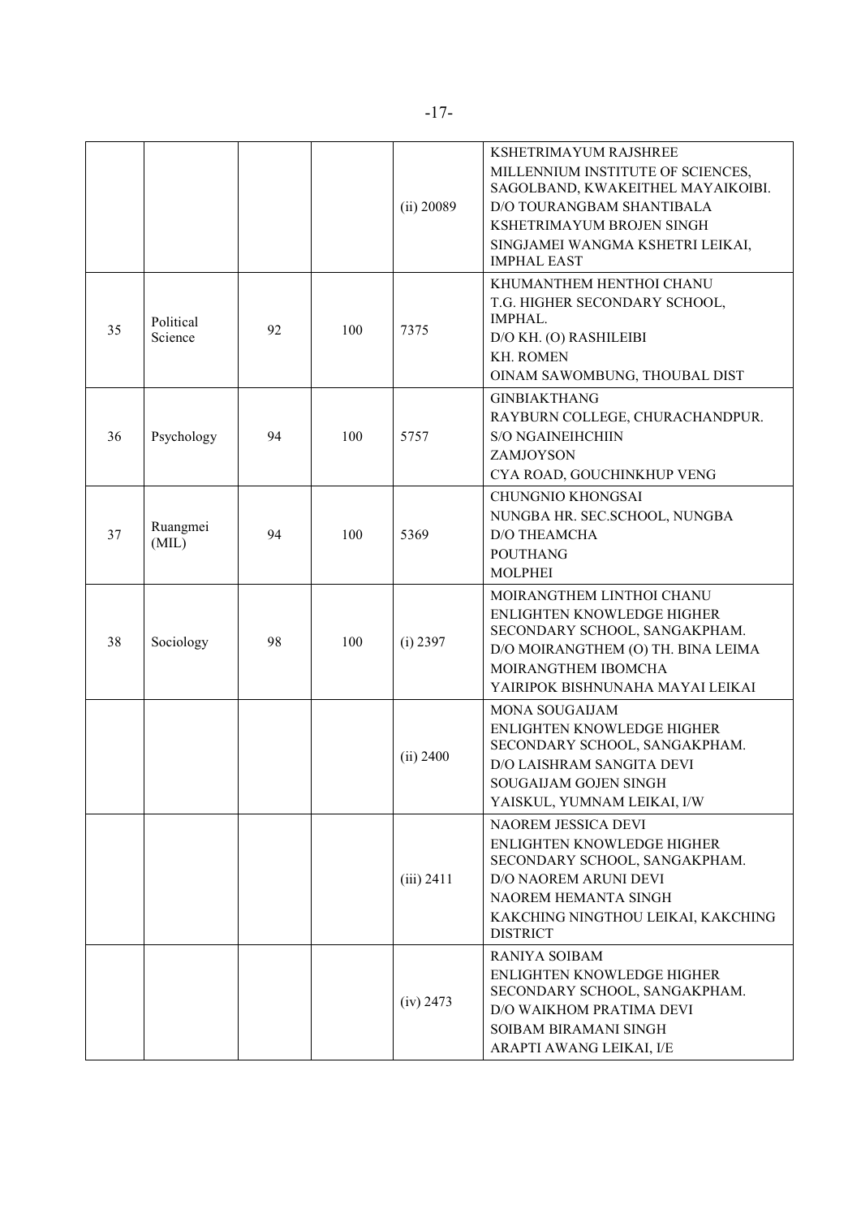| | | | | (ii) 20089 | KSHETRIMAYUM RAJSHREE<br>MILLENNIUM INSTITUTE OF SCIENCES, SAGOLBAND, KWAKEITHEL MAYAIKOIBI.<br>D/O TOURANGBAM SHANTIBALA<br>KSHETRIMAYUM BROJEN SINGH<br>SINGJAMEI WANGMA KSHETRI LEIKAI, IMPHAL EAST |
|---|---|---|---|---|---|
| 35 | Political Science | 92 | 100 | 7375 | KHUMANTHEM HENTHOI CHANU<br>T.G. HIGHER SECONDARY SCHOOL, IMPHAL.<br>D/O KH. (O) RASHILEIBI<br>KH. ROMEN<br>OINAM SAWOMBUNG, THOUBAL DIST |
| 36 | Psychology | 94 | 100 | 5757 | GINBIAKTHANG<br>RAYBURN COLLEGE, CHURACHANDPUR.<br>S/O NGAINEIHCHIIN<br>ZAMJOYSON<br>CYA ROAD, GOUCHINKHUP VENG |
| 37 | Ruangmei (MIL) | 94 | 100 | 5369 | CHUNGNIO KHONGSAI<br>NUNGBA HR. SEC.SCHOOL, NUNGBA<br>D/O THEAMCHA<br>POUTHANG<br>MOLPHEI |
| 38 | Sociology | 98 | 100 | (i) 2397 | MOIRANGTHEM LINTHOI CHANU<br>ENLIGHTEN KNOWLEDGE HIGHER SECONDARY SCHOOL, SANGAKPHAM.<br>D/O MOIRANGTHEM (O) TH. BINA LEIMA<br>MOIRANGTHEM IBOMCHA<br>YAIRIPOK BISHNUNAHA MAYAI LEIKAI |
| | | | | (ii) 2400 | MONA SOUGAIJAM<br>ENLIGHTEN KNOWLEDGE HIGHER SECONDARY SCHOOL, SANGAKPHAM.<br>D/O LAISHRAM SANGITA DEVI<br>SOUGAIJAM GOJEN SINGH<br>YAISKUL, YUMNAM LEIKAI, I/W |
| | | | | (iii) 2411 | NAOREM JESSICA DEVI<br>ENLIGHTEN KNOWLEDGE HIGHER SECONDARY SCHOOL, SANGAKPHAM.<br>D/O NAOREM ARUNI DEVI<br>NAOREM HEMANTA SINGH<br>KAKCHING NINGTHOU LEIKAI, KAKCHING DISTRICT |
| | | | | (iv) 2473 | RANIYA SOIBAM<br>ENLIGHTEN KNOWLEDGE HIGHER SECONDARY SCHOOL, SANGAKPHAM.<br>D/O WAIKHOM PRATIMA DEVI<br>SOIBAM BIRAMANI SINGH<br>ARAPTI AWANG LEIKAI, I/E |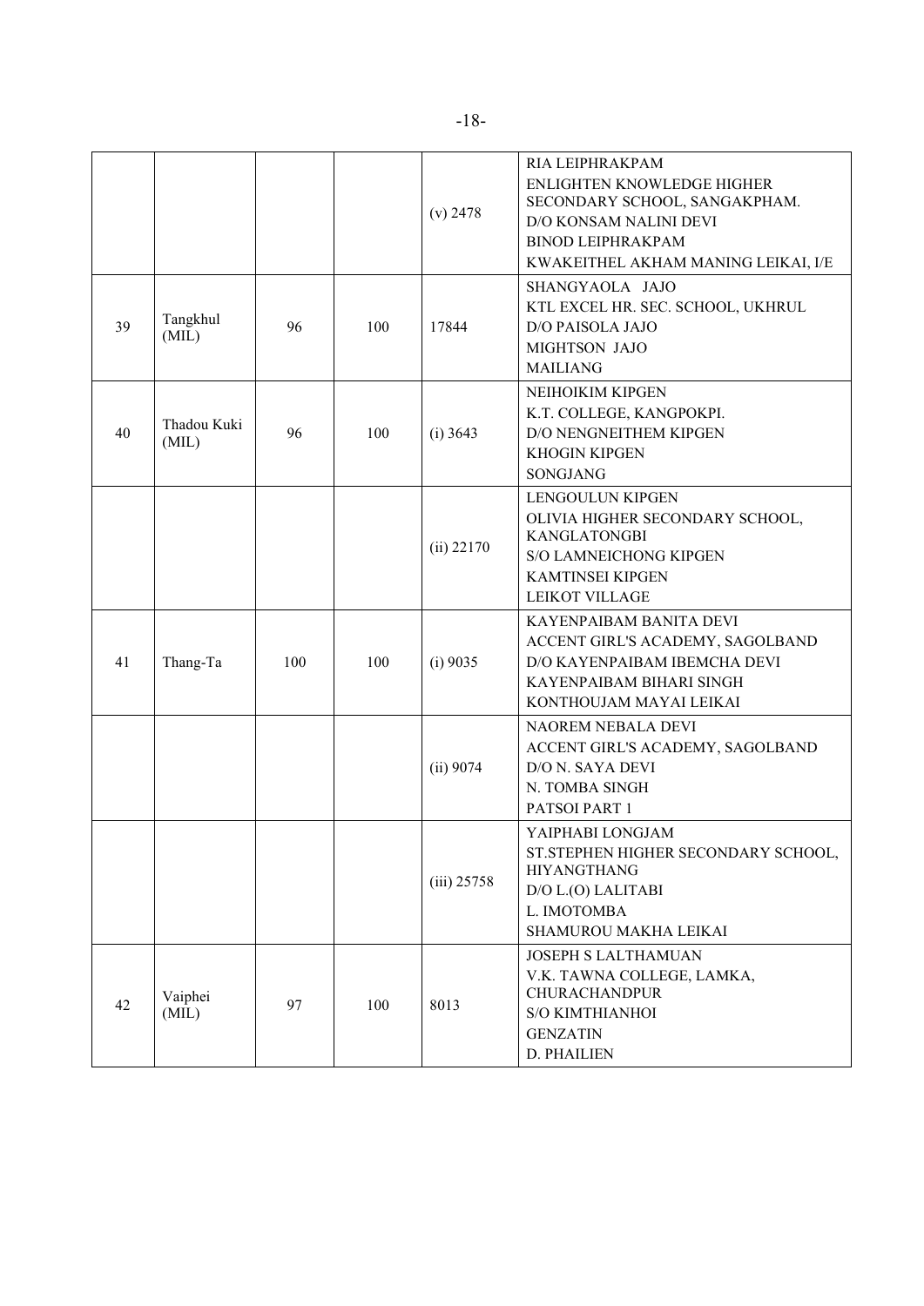| | | | | | |
|---|---|---|---|---|---|
| | | | | (v) 2478 | RIA LEIPHRAKPAM<br>ENLIGHTEN KNOWLEDGE HIGHER SECONDARY SCHOOL, SANGAKPHAM.<br>D/O KONSAM NALINI DEVI<br>BINOD LEIPHRAKPAM<br>KWAKEITHEL AKHAM MANING LEIKAI, I/E |
| 39 | Tangkhul (MIL) | 96 | 100 | 17844 | SHANGYAOLA JAJO<br>KTL EXCEL HR. SEC. SCHOOL, UKHRUL<br>D/O PAISOLA JAJO<br>MIGHTSON JAJO<br>MAILIANG |
| 40 | Thadou Kuki (MIL) | 96 | 100 | (i) 3643 | NEIHOIKIM KIPGEN<br>K.T. COLLEGE, KANGPOKPI.<br>D/O NENGNEITHEM KIPGEN<br>KHOGIN KIPGEN<br>SONGJANG |
| | | | | (ii) 22170 | LENGOULUN KIPGEN<br>OLIVIA HIGHER SECONDARY SCHOOL, KANGLATONGBI<br>S/O LAMNEICHONG KIPGEN<br>KAMTINSEI KIPGEN<br>LEIKOT VILLAGE |
| 41 | Thang-Ta | 100 | 100 | (i) 9035 | KAYENPAIBAM BANITA DEVI<br>ACCENT GIRL'S ACADEMY, SAGOLBAND<br>D/O KAYENPAIBAM IBEMCHA DEVI<br>KAYENPAIBAM BIHARI SINGH<br>KONTHOUJAM MAYAI LEIKAI |
| | | | | (ii) 9074 | NAOREM NEBALA DEVI<br>ACCENT GIRL'S ACADEMY, SAGOLBAND<br>D/O N. SAYA DEVI<br>N. TOMBA SINGH<br>PATSOI PART 1 |
| | | | | (iii) 25758 | YAIPHABI LONGJAM<br>ST.STEPHEN HIGHER SECONDARY SCHOOL, HIYANGTHANG<br>D/O L.(O) LALITABI<br>L. IMOTOMBA<br>SHAMUROU MAKHA LEIKAI |
| 42 | Vaiphei (MIL) | 97 | 100 | 8013 | JOSEPH S LALTHAMUAN<br>V.K. TAWNA COLLEGE, LAMKA, CHURACHANDPUR<br>S/O KIMTHIANHOI<br>GENZATIN<br>D. PHAILIEN |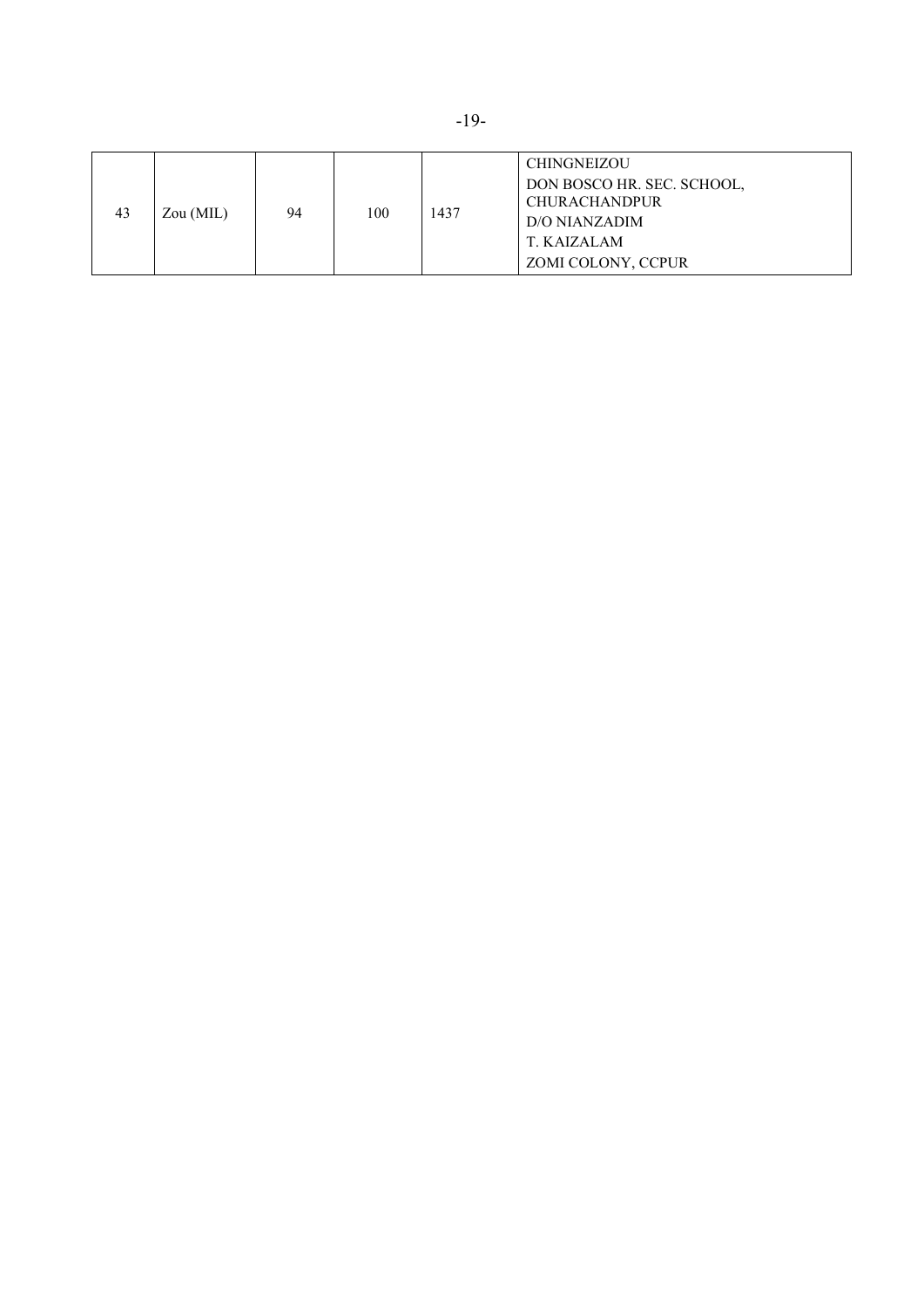| | | | | | |
|---|---|---|---|---|---|
| 43 | Zou (MIL) | 94 | 100 | 1437 | CHINGNEIZOU<br>DON BOSCO HR. SEC. SCHOOL, CHURACHANDPUR<br>D/O NIANZADIM<br>T. KAIZALAM<br>ZOMI COLONY, CCPUR |